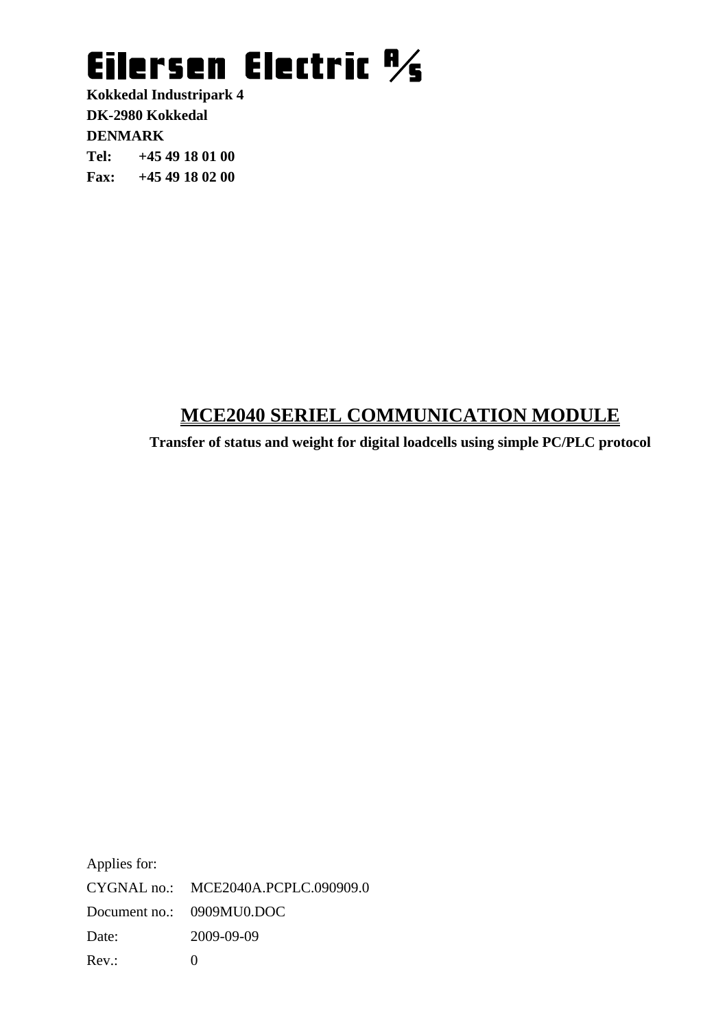# Eilersen Electric A/S

**Kokkedal Industripark 4**
**DK-2980 Kokkedal**
**DENMARK**
**Tel: +45 49 18 01 00**
**Fax: +45 49 18 02 00**

## MCE2040 SERIEL COMMUNICATION MODULE

**Transfer of status and weight for digital loadcells using simple PC/PLC protocol**

Applies for:

CYGNAL no.: MCE2040A.PCPLC.090909.0

Document no.: 0909MU0.DOC

Date: 2009-09-09

Rev.: 0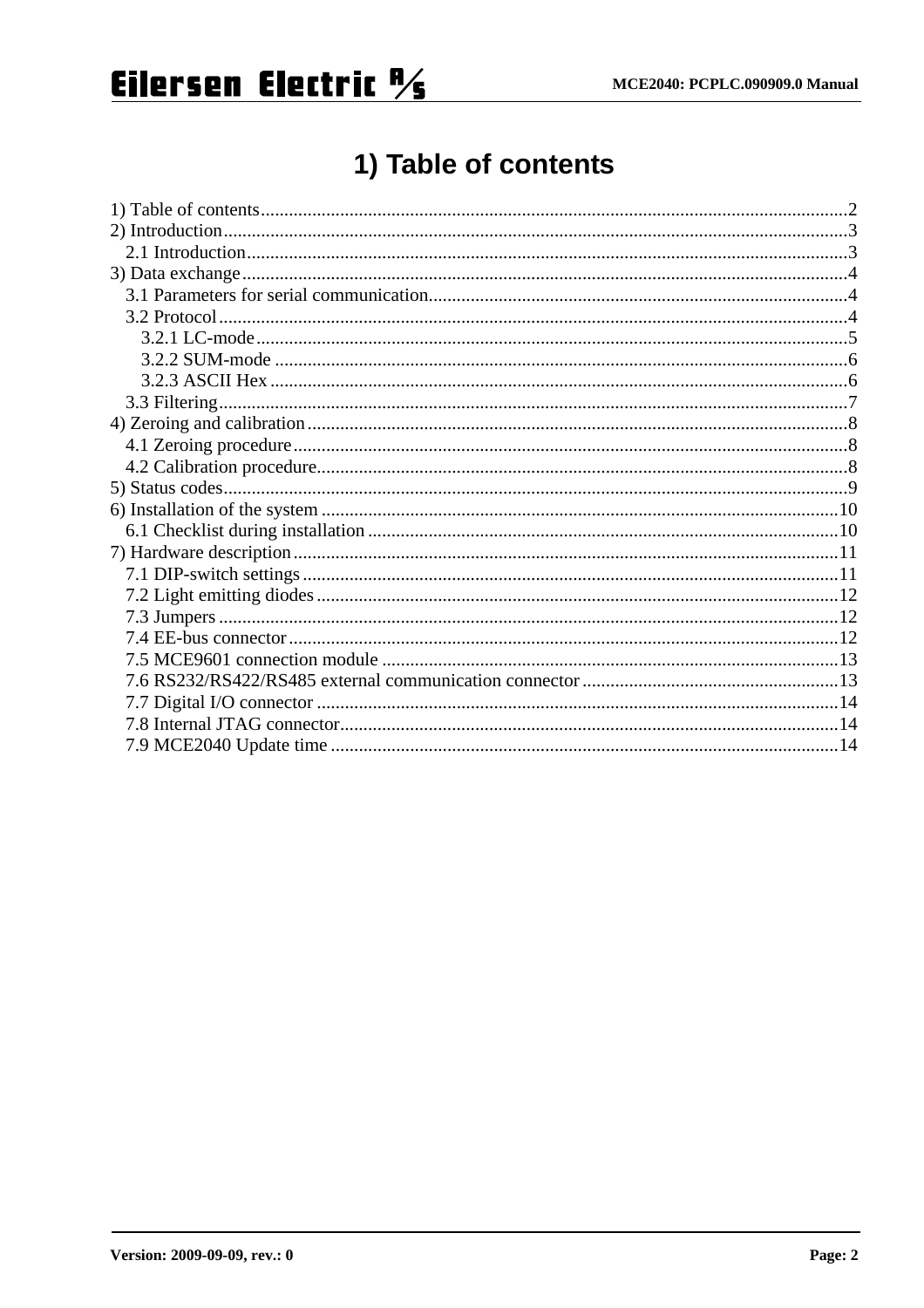# 1) Table of contents

1) Table of contents....................2
2) Introduction....................3
  2.1 Introduction....................3
3) Data exchange....................4
  3.1 Parameters for serial communication....................4
  3.2 Protocol....................4
    3.2.1 LC-mode....................5
    3.2.2 SUM-mode....................6
    3.2.3 ASCII Hex....................6
  3.3 Filtering....................7
4) Zeroing and calibration....................8
  4.1 Zeroing procedure....................8
  4.2 Calibration procedure....................8
5) Status codes....................9
6) Installation of the system....................10
  6.1 Checklist during installation....................10
7) Hardware description....................11
  7.1 DIP-switch settings....................11
  7.2 Light emitting diodes....................12
  7.3 Jumpers....................12
  7.4 EE-bus connector....................12
  7.5 MCE9601 connection module....................13
  7.6 RS232/RS422/RS485 external communication connector....................13
  7.7 Digital I/O connector....................14
  7.8 Internal JTAG connector....................14
  7.9 MCE2040 Update time....................14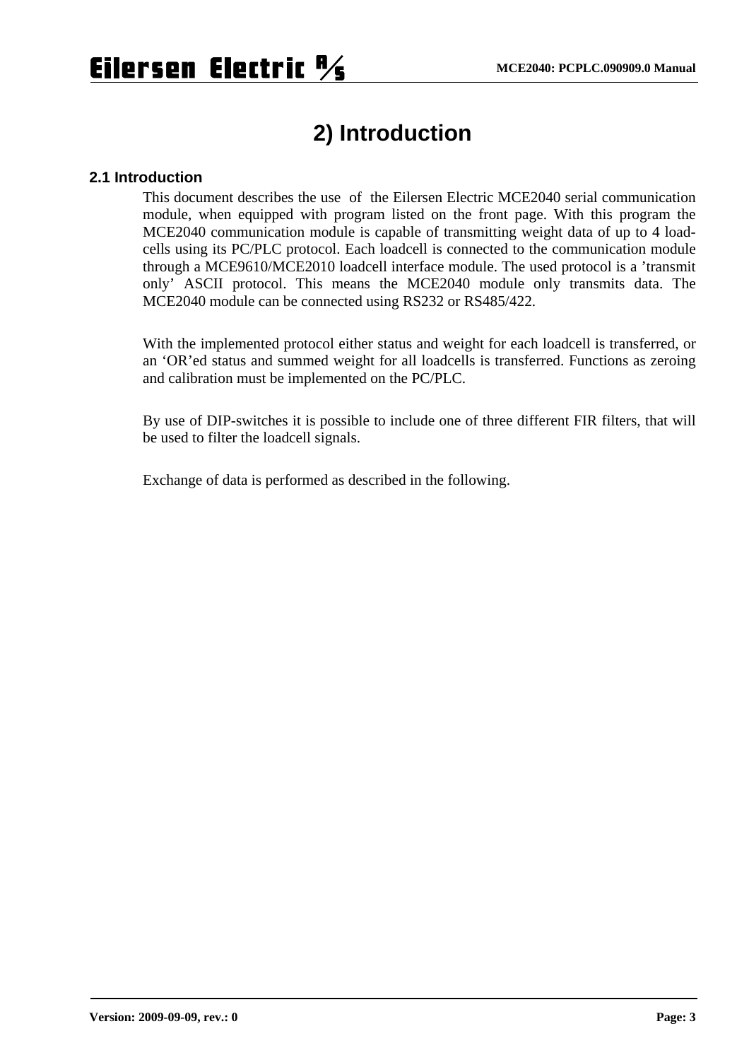# 2) Introduction

## 2.1 Introduction

This document describes the use of the Eilersen Electric MCE2040 serial communication module, when equipped with program listed on the front page. With this program the MCE2040 communication module is capable of transmitting weight data of up to 4 load-cells using its PC/PLC protocol. Each loadcell is connected to the communication module through a MCE9610/MCE2010 loadcell interface module. The used protocol is a 'transmit only' ASCII protocol. This means the MCE2040 module only transmits data. The MCE2040 module can be connected using RS232 or RS485/422.

With the implemented protocol either status and weight for each loadcell is transferred, or an 'OR'ed status and summed weight for all loadcells is transferred. Functions as zeroing and calibration must be implemented on the PC/PLC.

By use of DIP-switches it is possible to include one of three different FIR filters, that will be used to filter the loadcell signals.

Exchange of data is performed as described in the following.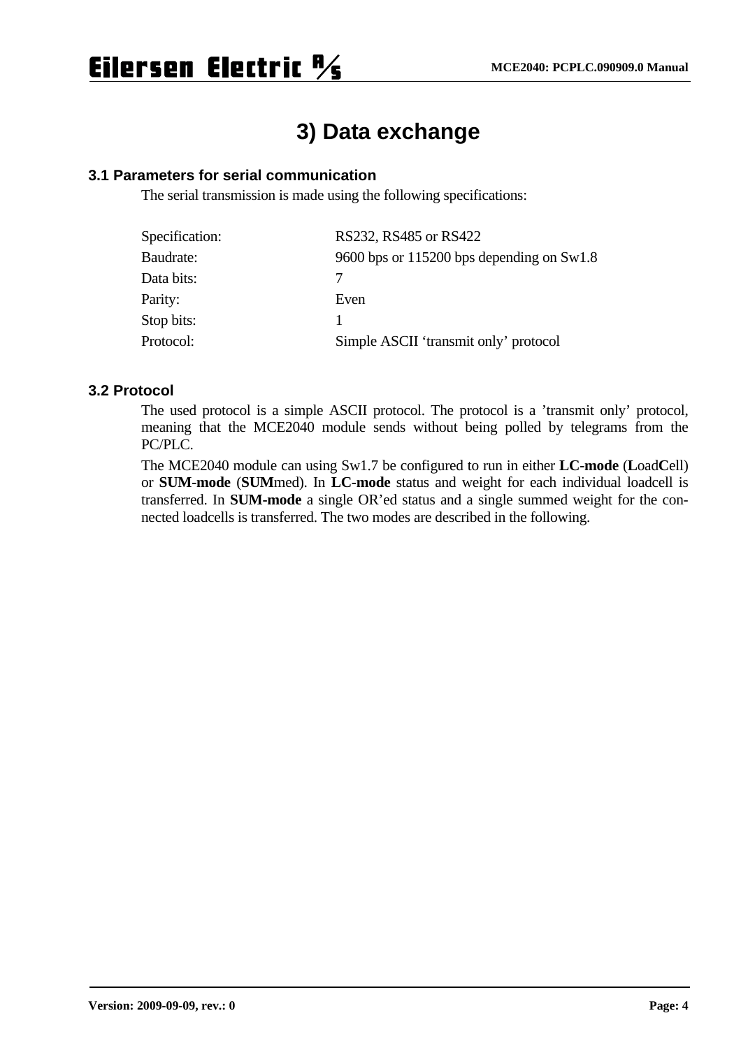# 3) Data exchange

## 3.1 Parameters for serial communication

The serial transmission is made using the following specifications:

| | |
|---|---|
| Specification: | RS232, RS485 or RS422 |
| Baudrate: | 9600 bps or 115200 bps depending on Sw1.8 |
| Data bits: | 7 |
| Parity: | Even |
| Stop bits: | 1 |
| Protocol: | Simple ASCII 'transmit only' protocol |

## 3.2 Protocol

The used protocol is a simple ASCII protocol. The protocol is a 'transmit only' protocol, meaning that the MCE2040 module sends without being polled by telegrams from the PC/PLC.

The MCE2040 module can using Sw1.7 be configured to run in either **LC-mode** (**L**oad**C**ell) or **SUM-mode** (**SUM**med). In **LC-mode** status and weight for each individual loadcell is transferred. In **SUM-mode** a single OR'ed status and a single summed weight for the connected loadcells is transferred. The two modes are described in the following.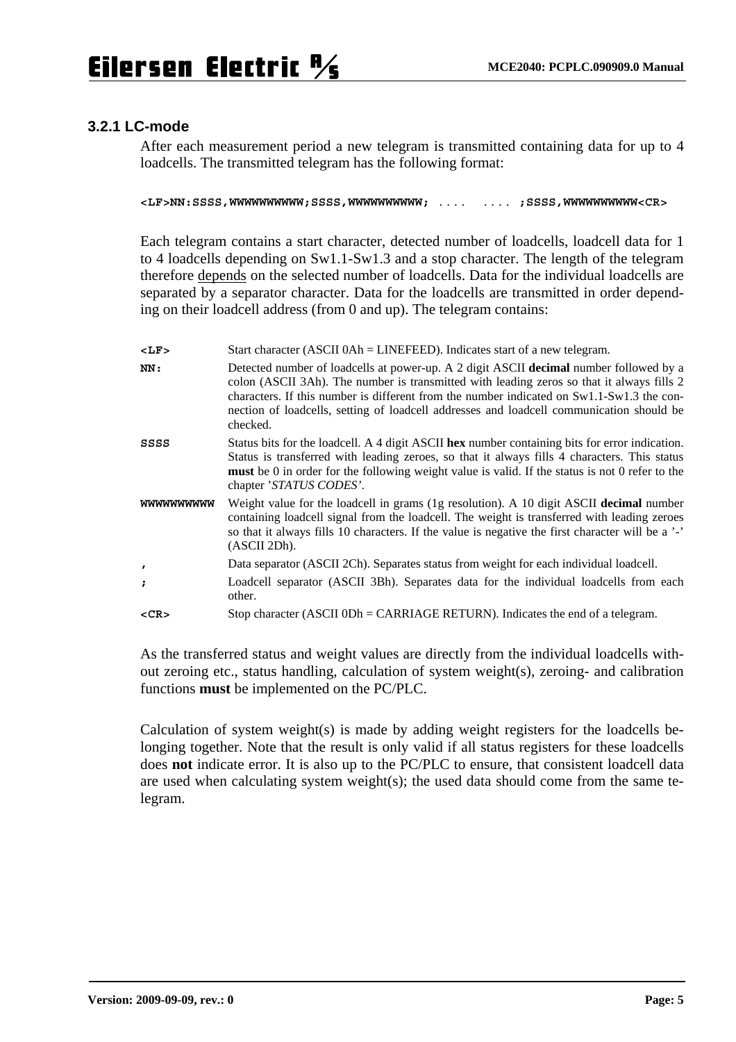### 3.2.1 LC-mode

After each measurement period a new telegram is transmitted containing data for up to 4 loadcells. The transmitted telegram has the following format:

```
<LF>NN:SSSS,WWWWWWWWWW;SSSS,WWWWWWWWWW; ....  .... ;SSSS,WWWWWWWWWW<CR>
```

Each telegram contains a start character, detected number of loadcells, loadcell data for 1 to 4 loadcells depending on Sw1.1-Sw1.3 and a stop character. The length of the telegram therefore depends on the selected number of loadcells. Data for the individual loadcells are separated by a separator character. Data for the loadcells are transmitted in order depending on their loadcell address (from 0 and up). The telegram contains:

| | |
|---|---|
| **<LF>** | Start character (ASCII 0Ah = LINEFEED). Indicates start of a new telegram. |
| **NN:** | Detected number of loadcells at power-up. A 2 digit ASCII **decimal** number followed by a colon (ASCII 3Ah). The number is transmitted with leading zeros so that it always fills 2 characters. If this number is different from the number indicated on Sw1.1-Sw1.3 the connection of loadcells, setting of loadcell addresses and loadcell communication should be checked. |
| **SSSS** | Status bits for the loadcell. A 4 digit ASCII **hex** number containing bits for error indication. Status is transferred with leading zeroes, so that it always fills 4 characters. This status **must** be 0 in order for the following weight value is valid. If the status is not 0 refer to the chapter *'STATUS CODES'*. |
| **WWWWWWWWWW** | Weight value for the loadcell in grams (1g resolution). A 10 digit ASCII **decimal** number containing loadcell signal from the loadcell. The weight is transferred with leading zeroes so that it always fills 10 characters. If the value is negative the first character will be a '-' (ASCII 2Dh). |
| **,** | Data separator (ASCII 2Ch). Separates status from weight for each individual loadcell. |
| **;** | Loadcell separator (ASCII 3Bh). Separates data for the individual loadcells from each other. |
| **<CR>** | Stop character (ASCII 0Dh = CARRIAGE RETURN). Indicates the end of a telegram. |

As the transferred status and weight values are directly from the individual loadcells without zeroing etc., status handling, calculation of system weight(s), zeroing- and calibration functions **must** be implemented on the PC/PLC.

Calculation of system weight(s) is made by adding weight registers for the loadcells belonging together. Note that the result is only valid if all status registers for these loadcells does **not** indicate error. It is also up to the PC/PLC to ensure, that consistent loadcell data are used when calculating system weight(s); the used data should come from the same telegram.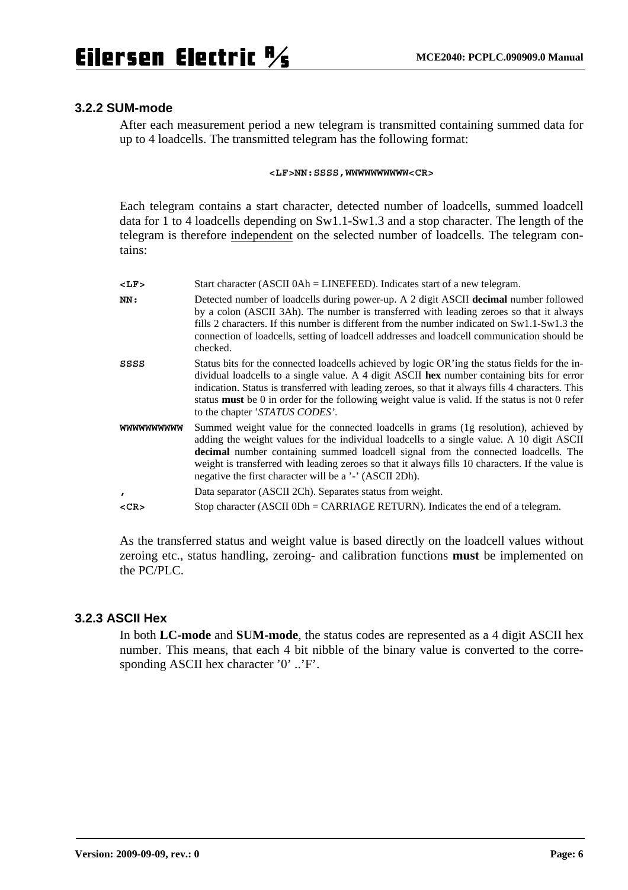### 3.2.2 SUM-mode

After each measurement period a new telegram is transmitted containing summed data for up to 4 loadcells. The transmitted telegram has the following format:

**<LF>NN:SSSS,WWWWWWWWWW<CR>**

Each telegram contains a start character, detected number of loadcells, summed loadcell data for 1 to 4 loadcells depending on Sw1.1-Sw1.3 and a stop character. The length of the telegram is therefore independent on the selected number of loadcells. The telegram contains:

| | |
|---|---|
| **<LF>** | Start character (ASCII 0Ah = LINEFEED). Indicates start of a new telegram. |
| **NN:** | Detected number of loadcells during power-up. A 2 digit ASCII **decimal** number followed by a colon (ASCII 3Ah). The number is transferred with leading zeroes so that it always fills 2 characters. If this number is different from the number indicated on Sw1.1-Sw1.3 the connection of loadcells, setting of loadcell addresses and loadcell communication should be checked. |
| **SSSS** | Status bits for the connected loadcells achieved by logic OR'ing the status fields for the individual loadcells to a single value. A 4 digit ASCII **hex** number containing bits for error indication. Status is transferred with leading zeroes, so that it always fills 4 characters. This status **must** be 0 in order for the following weight value is valid. If the status is not 0 refer to the chapter '*STATUS CODES*'. |
| **WWWWWWWWWW** | Summed weight value for the connected loadcells in grams (1g resolution), achieved by adding the weight values for the individual loadcells to a single value. A 10 digit ASCII **decimal** number containing summed loadcell signal from the connected loadcells. The weight is transferred with leading zeroes so that it always fills 10 characters. If the value is negative the first character will be a '-' (ASCII 2Dh). |
| **,** | Data separator (ASCII 2Ch). Separates status from weight. |
| **<CR>** | Stop character (ASCII 0Dh = CARRIAGE RETURN). Indicates the end of a telegram. |

As the transferred status and weight value is based directly on the loadcell values without zeroing etc., status handling, zeroing- and calibration functions **must** be implemented on the PC/PLC.

### 3.2.3 ASCII Hex

In both **LC-mode** and **SUM-mode**, the status codes are represented as a 4 digit ASCII hex number. This means, that each 4 bit nibble of the binary value is converted to the corresponding ASCII hex character '0' ..'F'.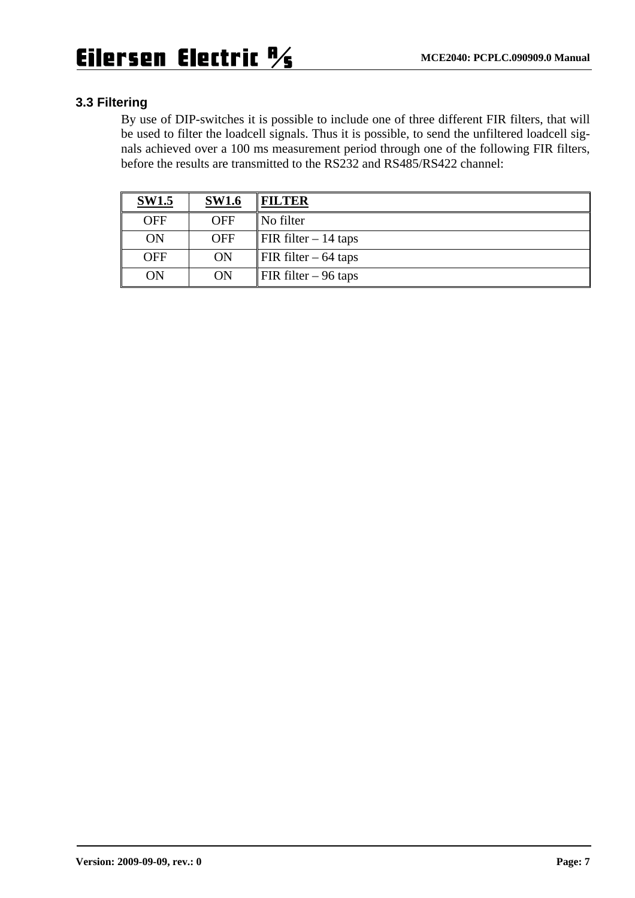### 3.3 Filtering

By use of DIP-switches it is possible to include one of three different FIR filters, that will be used to filter the loadcell signals. Thus it is possible, to send the unfiltered loadcell signals achieved over a 100 ms measurement period through one of the following FIR filters, before the results are transmitted to the RS232 and RS485/RS422 channel:

| **SW1.5** | **SW1.6** | **FILTER** |
|---|---|---|
| OFF | OFF | No filter |
| ON | OFF | FIR filter – 14 taps |
| OFF | ON | FIR filter – 64 taps |
| ON | ON | FIR filter – 96 taps |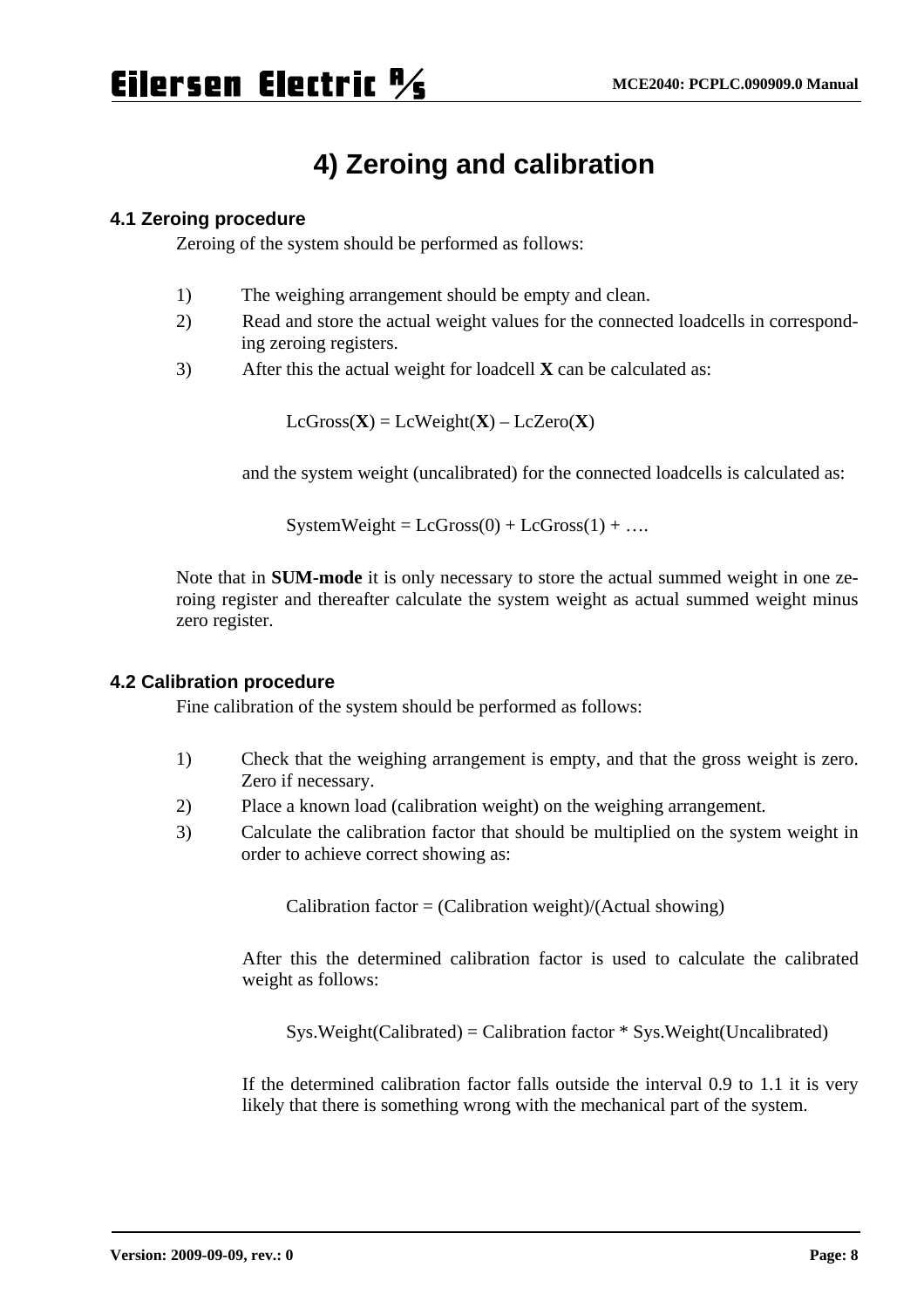# 4) Zeroing and calibration

## 4.1 Zeroing procedure

Zeroing of the system should be performed as follows:

1) The weighing arrangement should be empty and clean.
2) Read and store the actual weight values for the connected loadcells in corresponding zeroing registers.
3) After this the actual weight for loadcell **X** can be calculated as:

   LcGross(**X**) = LcWeight(**X**) – LcZero(**X**)

   and the system weight (uncalibrated) for the connected loadcells is calculated as:

   SystemWeight = LcGross(0) + LcGross(1) + ….

Note that in **SUM-mode** it is only necessary to store the actual summed weight in one zeroing register and thereafter calculate the system weight as actual summed weight minus zero register.

## 4.2 Calibration procedure

Fine calibration of the system should be performed as follows:

1) Check that the weighing arrangement is empty, and that the gross weight is zero. Zero if necessary.
2) Place a known load (calibration weight) on the weighing arrangement.
3) Calculate the calibration factor that should be multiplied on the system weight in order to achieve correct showing as:

   Calibration factor = (Calibration weight)/(Actual showing)

   After this the determined calibration factor is used to calculate the calibrated weight as follows:

   Sys.Weight(Calibrated) = Calibration factor * Sys.Weight(Uncalibrated)

   If the determined calibration factor falls outside the interval 0.9 to 1.1 it is very likely that there is something wrong with the mechanical part of the system.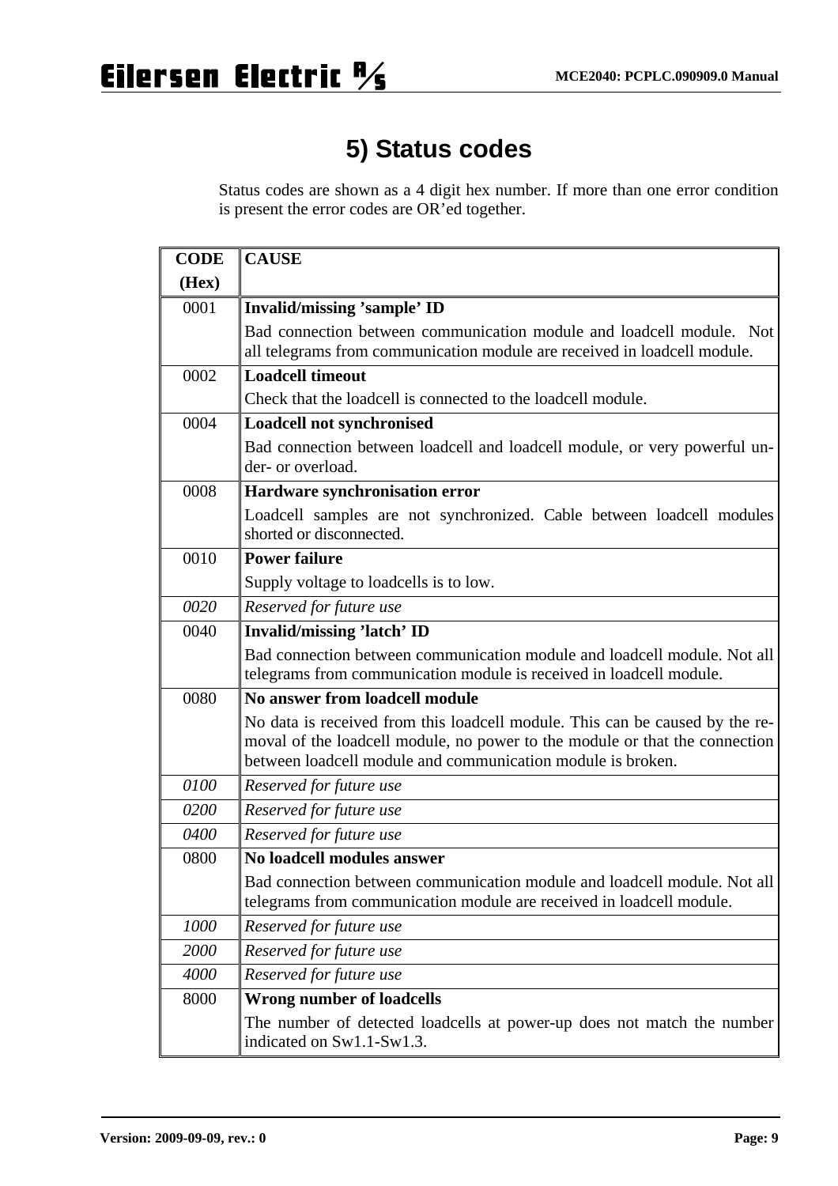# 5) Status codes

Status codes are shown as a 4 digit hex number. If more than one error condition is present the error codes are OR'ed together.

| CODE (Hex) | CAUSE |
|---|---|
| 0001 | **Invalid/missing 'sample' ID**<br>Bad connection between communication module and loadcell module. Not all telegrams from communication module are received in loadcell module. |
| 0002 | **Loadcell timeout**<br>Check that the loadcell is connected to the loadcell module. |
| 0004 | **Loadcell not synchronised**<br>Bad connection between loadcell and loadcell module, or very powerful under- or overload. |
| 0008 | **Hardware synchronisation error**<br>Loadcell samples are not synchronized. Cable between loadcell modules shorted or disconnected. |
| 0010 | **Power failure**<br>Supply voltage to loadcells is to low. |
| *0020* | *Reserved for future use* |
| 0040 | **Invalid/missing 'latch' ID**<br>Bad connection between communication module and loadcell module. Not all telegrams from communication module is received in loadcell module. |
| 0080 | **No answer from loadcell module**<br>No data is received from this loadcell module. This can be caused by the removal of the loadcell module, no power to the module or that the connection between loadcell module and communication module is broken. |
| *0100* | *Reserved for future use* |
| *0200* | *Reserved for future use* |
| *0400* | *Reserved for future use* |
| 0800 | **No loadcell modules answer**<br>Bad connection between communication module and loadcell module. Not all telegrams from communication module are received in loadcell module. |
| *1000* | *Reserved for future use* |
| *2000* | *Reserved for future use* |
| *4000* | *Reserved for future use* |
| 8000 | **Wrong number of loadcells**<br>The number of detected loadcells at power-up does not match the number indicated on Sw1.1-Sw1.3. |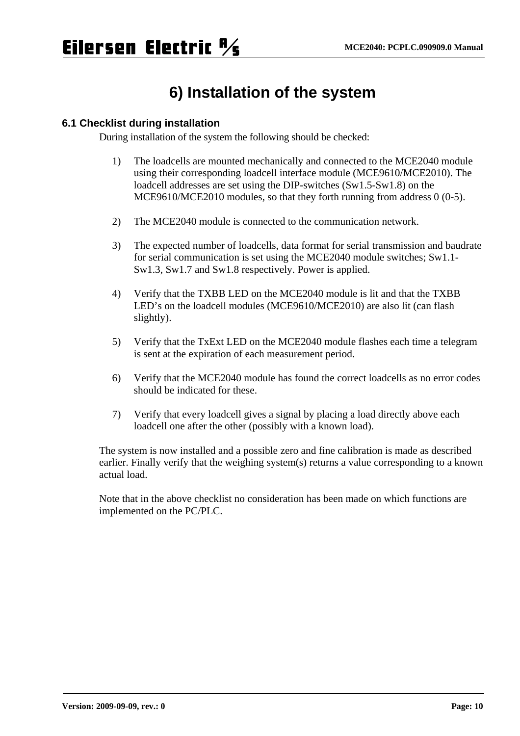# 6) Installation of the system

## 6.1 Checklist during installation

During installation of the system the following should be checked:

1) The loadcells are mounted mechanically and connected to the MCE2040 module using their corresponding loadcell interface module (MCE9610/MCE2010). The loadcell addresses are set using the DIP-switches (Sw1.5-Sw1.8) on the MCE9610/MCE2010 modules, so that they forth running from address 0 (0-5).

2) The MCE2040 module is connected to the communication network.

3) The expected number of loadcells, data format for serial transmission and baudrate for serial communication is set using the MCE2040 module switches; Sw1.1-Sw1.3, Sw1.7 and Sw1.8 respectively. Power is applied.

4) Verify that the TXBB LED on the MCE2040 module is lit and that the TXBB LED's on the loadcell modules (MCE9610/MCE2010) are also lit (can flash slightly).

5) Verify that the TxExt LED on the MCE2040 module flashes each time a telegram is sent at the expiration of each measurement period.

6) Verify that the MCE2040 module has found the correct loadcells as no error codes should be indicated for these.

7) Verify that every loadcell gives a signal by placing a load directly above each loadcell one after the other (possibly with a known load).

The system is now installed and a possible zero and fine calibration is made as described earlier. Finally verify that the weighing system(s) returns a value corresponding to a known actual load.

Note that in the above checklist no consideration has been made on which functions are implemented on the PC/PLC.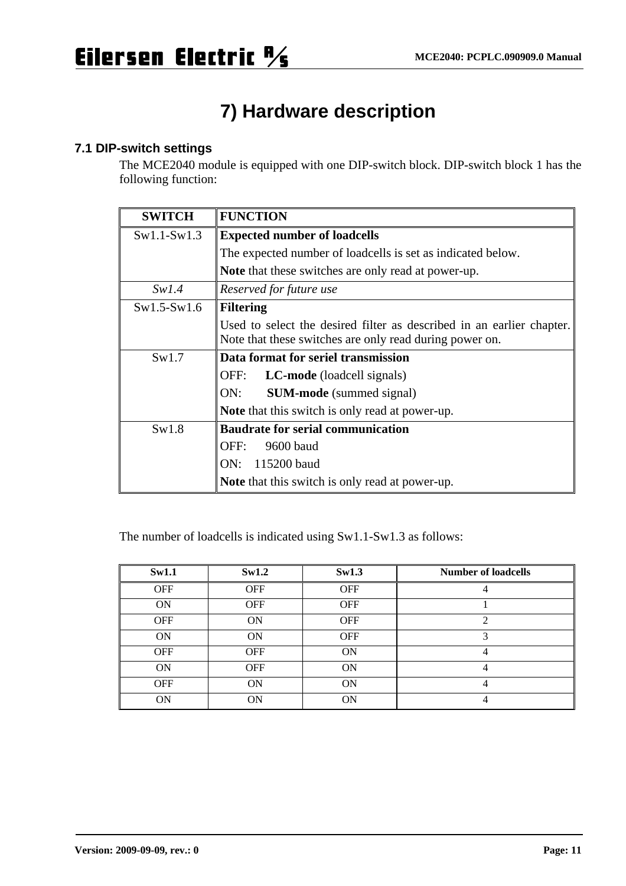# 7) Hardware description

## 7.1 DIP-switch settings

The MCE2040 module is equipped with one DIP-switch block. DIP-switch block 1 has the following function:

| SWITCH | FUNCTION |
|---|---|
| Sw1.1-Sw1.3 | **Expected number of loadcells**<br>The expected number of loadcells is set as indicated below.<br>**Note** that these switches are only read at power-up. |
| *Sw1.4* | *Reserved for future use* |
| Sw1.5-Sw1.6 | **Filtering**<br>Used to select the desired filter as described in an earlier chapter. Note that these switches are only read during power on. |
| Sw1.7 | **Data format for seriel transmission**<br>OFF: **LC-mode** (loadcell signals)<br>ON: **SUM-mode** (summed signal)<br>**Note** that this switch is only read at power-up. |
| Sw1.8 | **Baudrate for serial communication**<br>OFF: 9600 baud<br>ON: 115200 baud<br>**Note** that this switch is only read at power-up. |

The number of loadcells is indicated using Sw1.1-Sw1.3 as follows:

| Sw1.1 | Sw1.2 | Sw1.3 | Number of loadcells |
|---|---|---|---|
| OFF | OFF | OFF | 4 |
| ON | OFF | OFF | 1 |
| OFF | ON | OFF | 2 |
| ON | ON | OFF | 3 |
| OFF | OFF | ON | 4 |
| ON | OFF | ON | 4 |
| OFF | ON | ON | 4 |
| ON | ON | ON | 4 |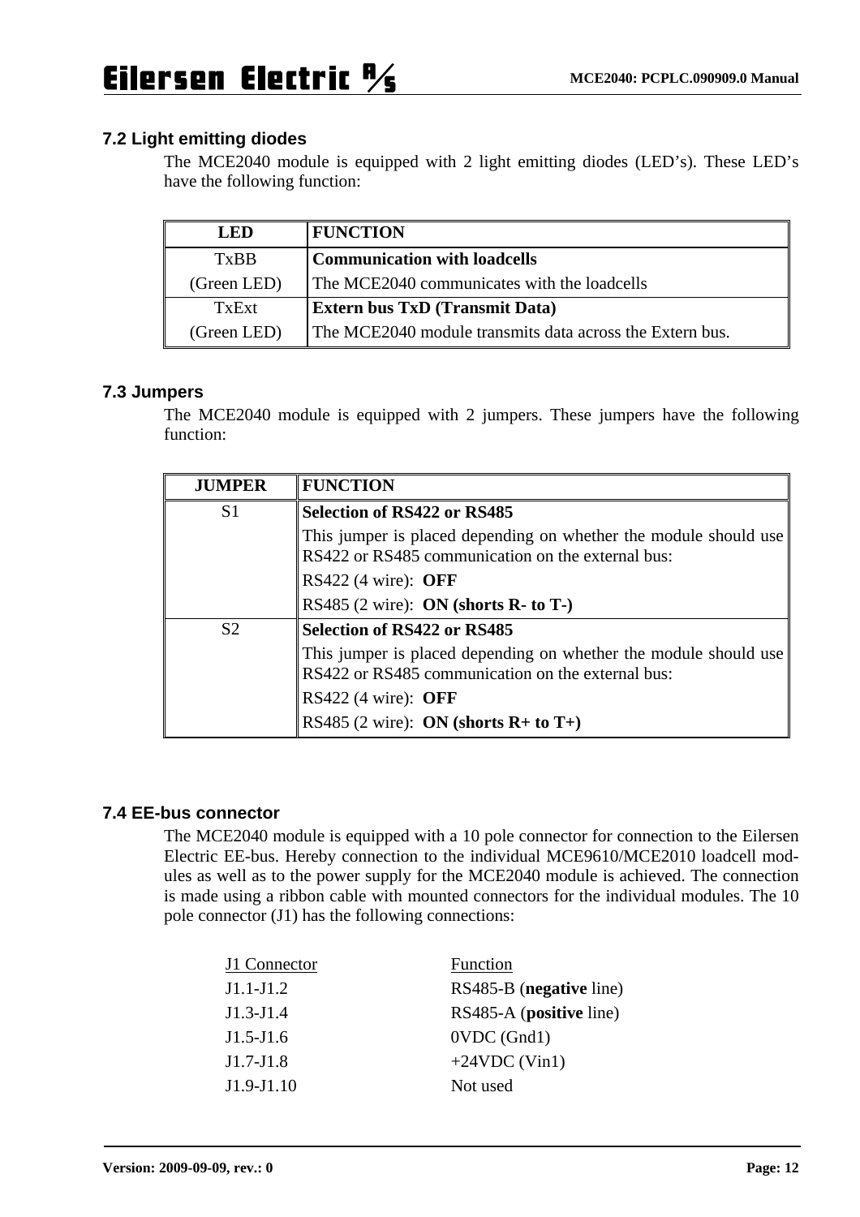### 7.2 Light emitting diodes

The MCE2040 module is equipped with 2 light emitting diodes (LED's). These LED's have the following function:

| LED | FUNCTION |
|---|---|
| TxBB<br>(Green LED) | **Communication with loadcells**<br>The MCE2040 communicates with the loadcells |
| TxExt<br>(Green LED) | **Extern bus TxD (Transmit Data)**<br>The MCE2040 module transmits data across the Extern bus. |

### 7.3 Jumpers

The MCE2040 module is equipped with 2 jumpers. These jumpers have the following function:

| JUMPER | FUNCTION |
|---|---|
| S1 | **Selection of RS422 or RS485**<br>This jumper is placed depending on whether the module should use RS422 or RS485 communication on the external bus:<br>RS422 (4 wire): **OFF**<br>RS485 (2 wire): **ON (shorts R- to T-)** |
| S2 | **Selection of RS422 or RS485**<br>This jumper is placed depending on whether the module should use RS422 or RS485 communication on the external bus:<br>RS422 (4 wire): **OFF**<br>RS485 (2 wire): **ON (shorts R+ to T+)** |

### 7.4 EE-bus connector

The MCE2040 module is equipped with a 10 pole connector for connection to the Eilersen Electric EE-bus. Hereby connection to the individual MCE9610/MCE2010 loadcell modules as well as to the power supply for the MCE2040 module is achieved. The connection is made using a ribbon cable with mounted connectors for the individual modules. The 10 pole connector (J1) has the following connections:

| J1 Connector | Function |
|---|---|
| J1.1-J1.2 | RS485-B (**negative** line) |
| J1.3-J1.4 | RS485-A (**positive** line) |
| J1.5-J1.6 | 0VDC (Gnd1) |
| J1.7-J1.8 | +24VDC (Vin1) |
| J1.9-J1.10 | Not used |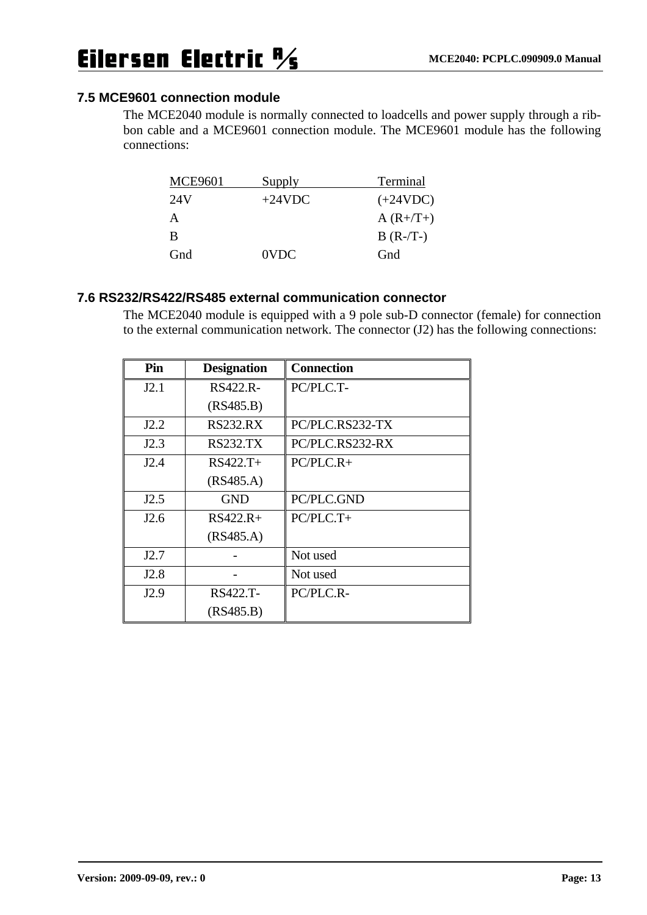### 7.5 MCE9601 connection module

The MCE2040 module is normally connected to loadcells and power supply through a ribbon cable and a MCE9601 connection module. The MCE9601 module has the following connections:

| MCE9601 | Supply | Terminal |
|---|---|---|
| 24V | +24VDC | (+24VDC) |
| A | | A (R+/T+) |
| B | | B (R-/T-) |
| Gnd | 0VDC | Gnd |

### 7.6 RS232/RS422/RS485 external communication connector

The MCE2040 module is equipped with a 9 pole sub-D connector (female) for connection to the external communication network. The connector (J2) has the following connections:

| Pin | Designation | Connection |
|---|---|---|
| J2.1 | RS422.R- (RS485.B) | PC/PLC.T- |
| J2.2 | RS232.RX | PC/PLC.RS232-TX |
| J2.3 | RS232.TX | PC/PLC.RS232-RX |
| J2.4 | RS422.T+ (RS485.A) | PC/PLC.R+ |
| J2.5 | GND | PC/PLC.GND |
| J2.6 | RS422.R+ (RS485.A) | PC/PLC.T+ |
| J2.7 | - | Not used |
| J2.8 | - | Not used |
| J2.9 | RS422.T- (RS485.B) | PC/PLC.R- |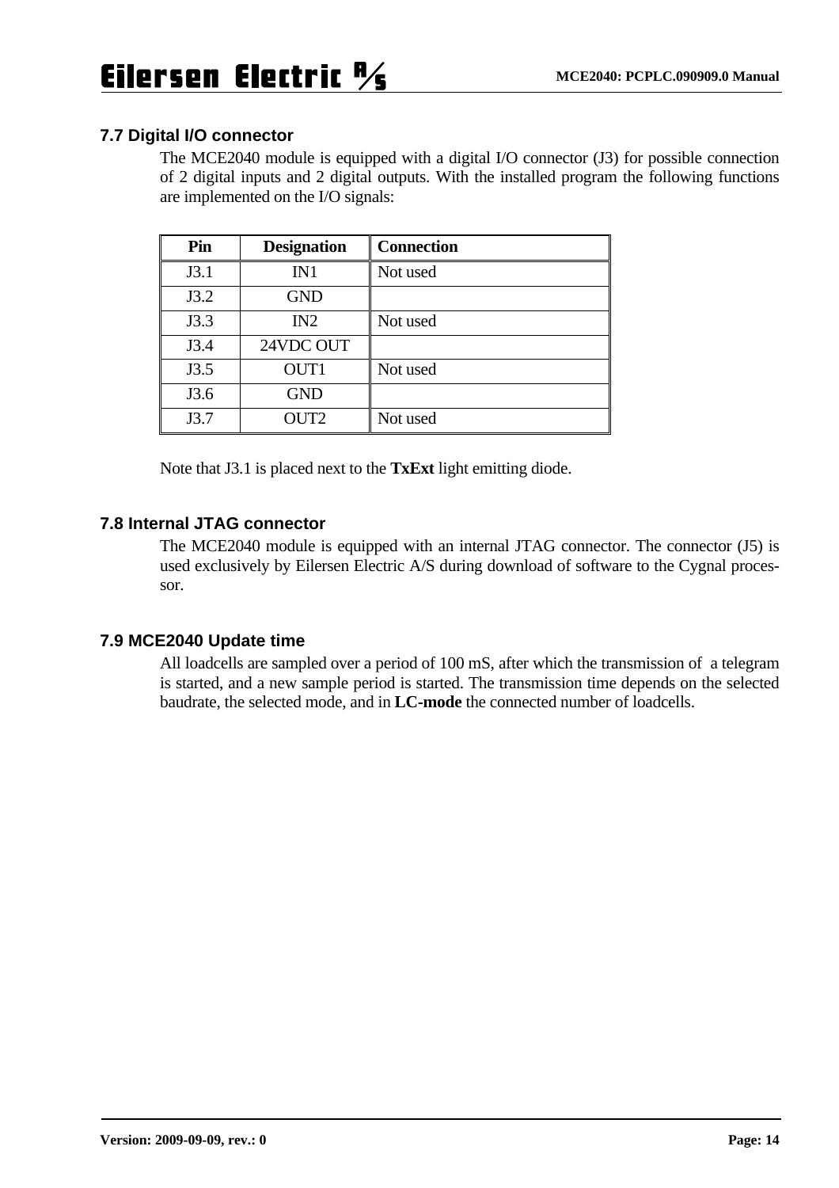## 7.7 Digital I/O connector

The MCE2040 module is equipped with a digital I/O connector (J3) for possible connection of 2 digital inputs and 2 digital outputs. With the installed program the following functions are implemented on the I/O signals:

| Pin | Designation | Connection |
|---|---|---|
| J3.1 | IN1 | Not used |
| J3.2 | GND | |
| J3.3 | IN2 | Not used |
| J3.4 | 24VDC OUT | |
| J3.5 | OUT1 | Not used |
| J3.6 | GND | |
| J3.7 | OUT2 | Not used |

Note that J3.1 is placed next to the **TxExt** light emitting diode.

## 7.8 Internal JTAG connector

The MCE2040 module is equipped with an internal JTAG connector. The connector (J5) is used exclusively by Eilersen Electric A/S during download of software to the Cygnal processor.

## 7.9 MCE2040 Update time

All loadcells are sampled over a period of 100 mS, after which the transmission of a telegram is started, and a new sample period is started. The transmission time depends on the selected baudrate, the selected mode, and in **LC-mode** the connected number of loadcells.